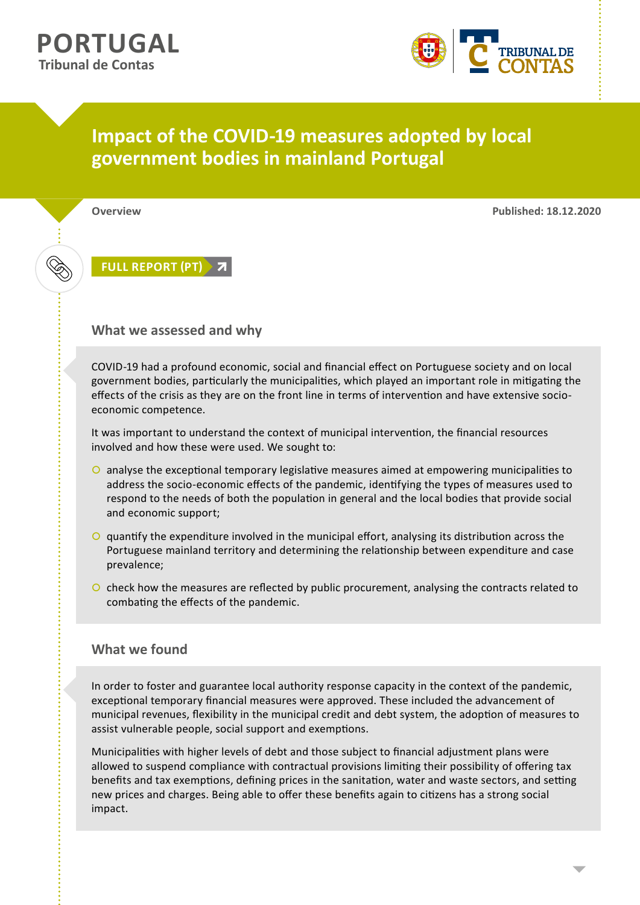**PORTUGAL**
**Tribunal de Contas**

# Impact of the COVID-19 measures adopted by local government bodies in mainland Portugal

**Overview**

**Published: 18.12.2020**

**FULL REPORT (PT)**

## What we assessed and why

COVID-19 had a profound economic, social and financial effect on Portuguese society and on local government bodies, particularly the municipalities, which played an important role in mitigating the effects of the crisis as they are on the front line in terms of intervention and have extensive socio-economic competence.

It was important to understand the context of municipal intervention, the financial resources involved and how these were used. We sought to:

- analyse the exceptional temporary legislative measures aimed at empowering municipalities to address the socio-economic effects of the pandemic, identifying the types of measures used to respond to the needs of both the population in general and the local bodies that provide social and economic support;
- quantify the expenditure involved in the municipal effort, analysing its distribution across the Portuguese mainland territory and determining the relationship between expenditure and case prevalence;
- check how the measures are reflected by public procurement, analysing the contracts related to combating the effects of the pandemic.

## What we found

In order to foster and guarantee local authority response capacity in the context of the pandemic, exceptional temporary financial measures were approved. These included the advancement of municipal revenues, flexibility in the municipal credit and debt system, the adoption of measures to assist vulnerable people, social support and exemptions.

Municipalities with higher levels of debt and those subject to financial adjustment plans were allowed to suspend compliance with contractual provisions limiting their possibility of offering tax benefits and tax exemptions, defining prices in the sanitation, water and waste sectors, and setting new prices and charges. Being able to offer these benefits again to citizens has a strong social impact.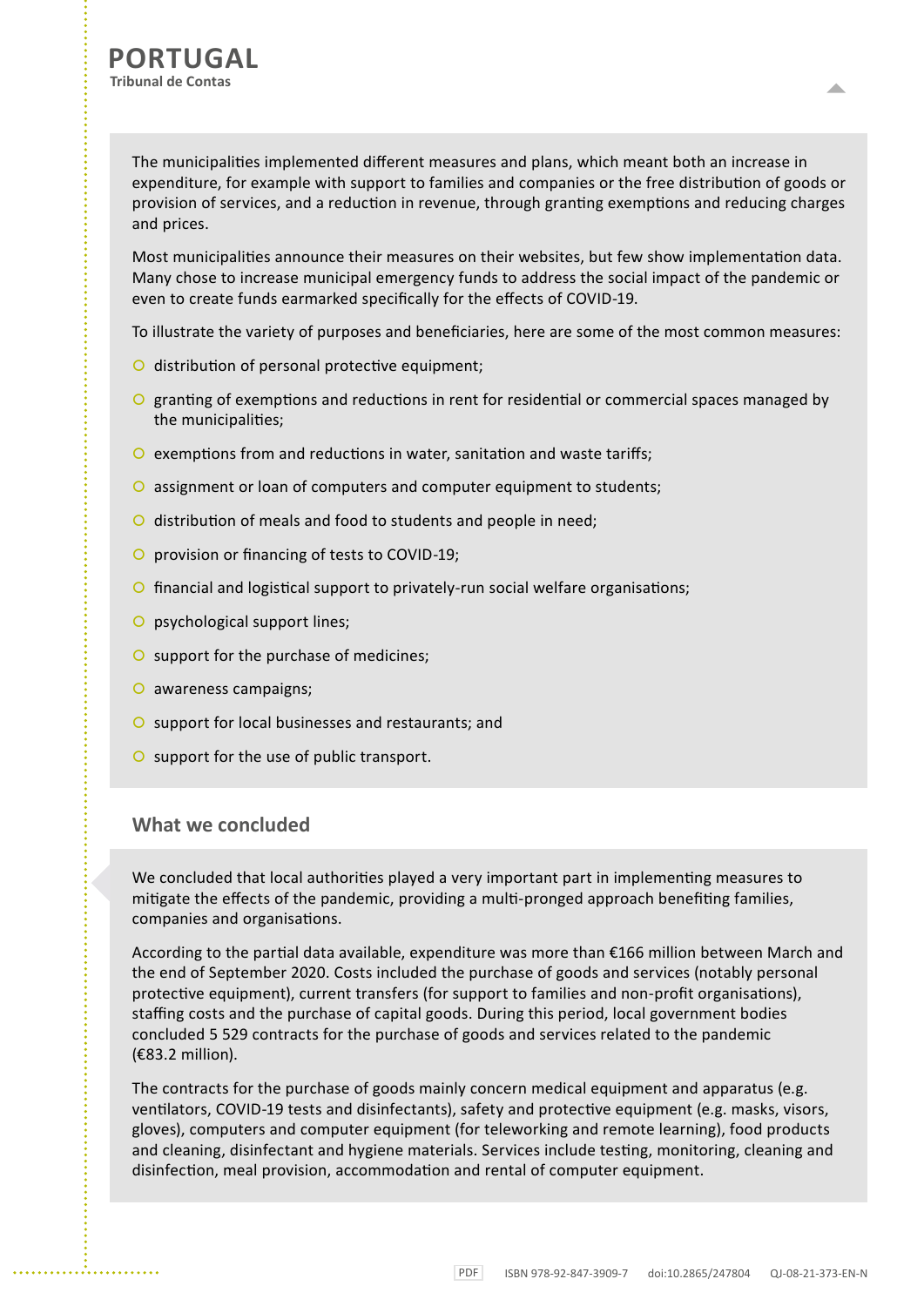The municipalities implemented different measures and plans, which meant both an increase in expenditure, for example with support to families and companies or the free distribution of goods or provision of services, and a reduction in revenue, through granting exemptions and reducing charges and prices.

Most municipalities announce their measures on their websites, but few show implementation data. Many chose to increase municipal emergency funds to address the social impact of the pandemic or even to create funds earmarked specifically for the effects of COVID-19.

To illustrate the variety of purposes and beneficiaries, here are some of the most common measures:

- distribution of personal protective equipment;
- granting of exemptions and reductions in rent for residential or commercial spaces managed by the municipalities;
- exemptions from and reductions in water, sanitation and waste tariffs;
- assignment or loan of computers and computer equipment to students;
- distribution of meals and food to students and people in need;
- provision or financing of tests to COVID-19;
- financial and logistical support to privately-run social welfare organisations;
- psychological support lines;
- support for the purchase of medicines;
- awareness campaigns;
- support for local businesses and restaurants; and
- support for the use of public transport.

## What we concluded

We concluded that local authorities played a very important part in implementing measures to mitigate the effects of the pandemic, providing a multi-pronged approach benefiting families, companies and organisations.

According to the partial data available, expenditure was more than €166 million between March and the end of September 2020. Costs included the purchase of goods and services (notably personal protective equipment), current transfers (for support to families and non-profit organisations), staffing costs and the purchase of capital goods. During this period, local government bodies concluded 5 529 contracts for the purchase of goods and services related to the pandemic (€83.2 million).

The contracts for the purchase of goods mainly concern medical equipment and apparatus (e.g. ventilators, COVID-19 tests and disinfectants), safety and protective equipment (e.g. masks, visors, gloves), computers and computer equipment (for teleworking and remote learning), food products and cleaning, disinfectant and hygiene materials. Services include testing, monitoring, cleaning and disinfection, meal provision, accommodation and rental of computer equipment.